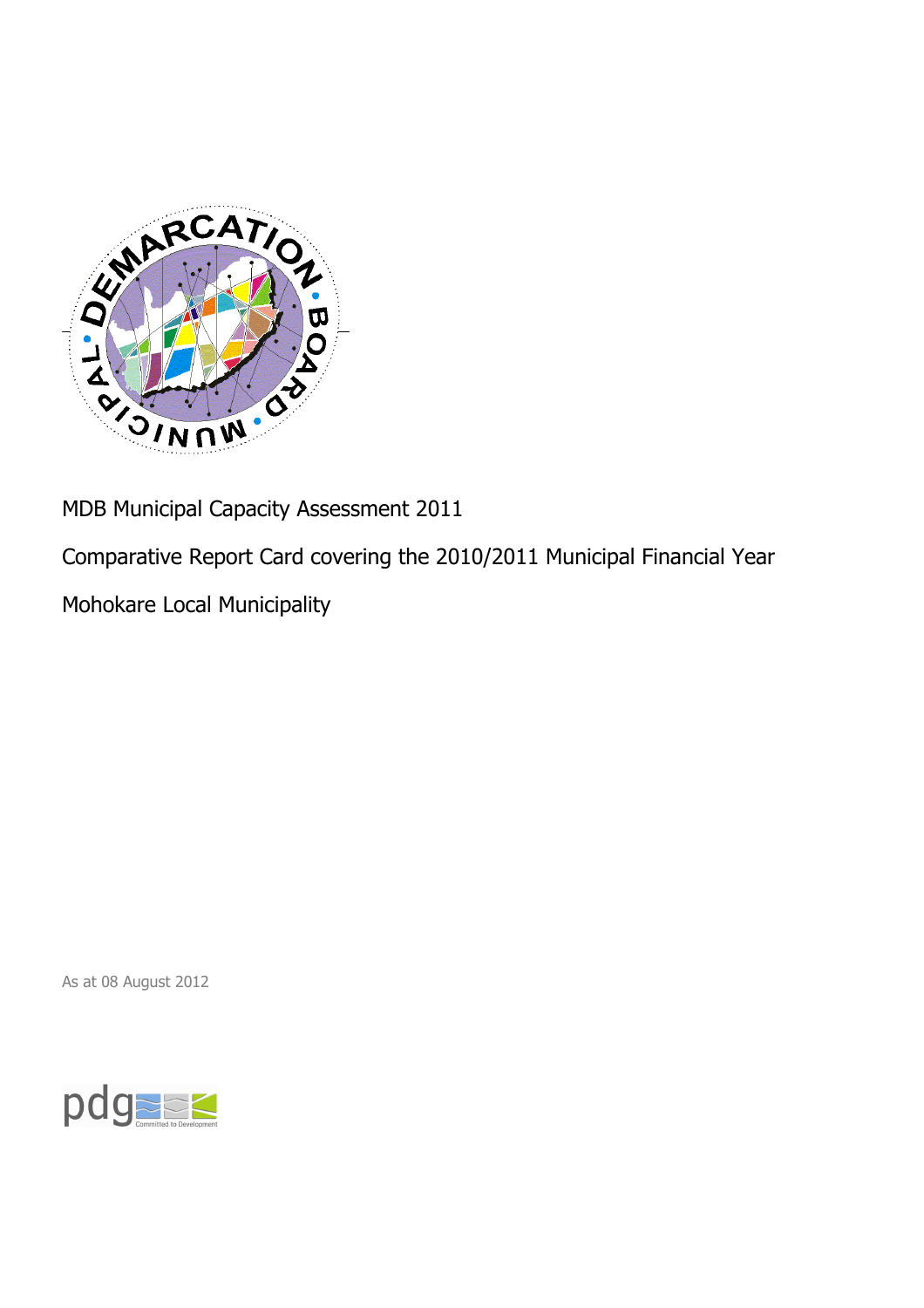MDB Municipal Capacity Assessment 2011

Comparative Report Card covering the 2010/2011 Municipal Financial Year

Mohokare Local Municipality

As at 08 August 2012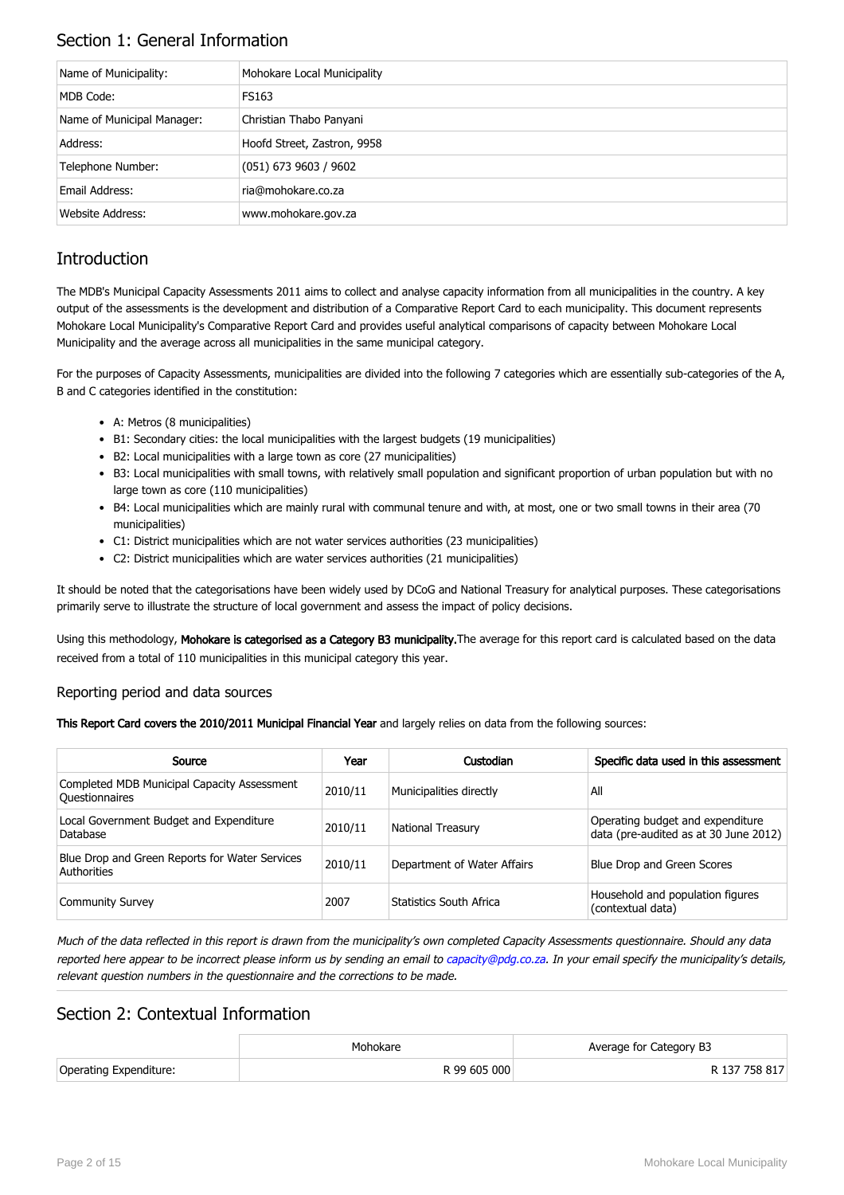## Section 1: General Information

| Name of Municipality: | Mohokare Local Municipality |
|---|---|
| MDB Code: | FS163 |
| Name of Municipal Manager: | Christian Thabo Panyani |
| Address: | Hoofd Street, Zastron, 9958 |
| Telephone Number: | (051) 673 9603 / 9602 |
| Email Address: | ria@mohokare.co.za |
| Website Address: | www.mohokare.gov.za |

## Introduction

The MDB's Municipal Capacity Assessments 2011 aims to collect and analyse capacity information from all municipalities in the country. A key output of the assessments is the development and distribution of a Comparative Report Card to each municipality. This document represents Mohokare Local Municipality's Comparative Report Card and provides useful analytical comparisons of capacity between Mohokare Local Municipality and the average across all municipalities in the same municipal category.

For the purposes of Capacity Assessments, municipalities are divided into the following 7 categories which are essentially sub-categories of the A, B and C categories identified in the constitution:

- A: Metros (8 municipalities)
- B1: Secondary cities: the local municipalities with the largest budgets (19 municipalities)
- B2: Local municipalities with a large town as core (27 municipalities)
- B3: Local municipalities with small towns, with relatively small population and significant proportion of urban population but with no large town as core (110 municipalities)
- B4: Local municipalities which are mainly rural with communal tenure and with, at most, one or two small towns in their area (70 municipalities)
- C1: District municipalities which are not water services authorities (23 municipalities)
- C2: District municipalities which are water services authorities (21 municipalities)

It should be noted that the categorisations have been widely used by DCoG and National Treasury for analytical purposes. These categorisations primarily serve to illustrate the structure of local government and assess the impact of policy decisions.

Using this methodology, **Mohokare is categorised as a Category B3 municipality.** The average for this report card is calculated based on the data received from a total of 110 municipalities in this municipal category this year.

### Reporting period and data sources

**This Report Card covers the 2010/2011 Municipal Financial Year** and largely relies on data from the following sources:

| Source | Year | Custodian | Specific data used in this assessment |
|---|---|---|---|
| Completed MDB Municipal Capacity Assessment Questionnaires | 2010/11 | Municipalities directly | All |
| Local Government Budget and Expenditure Database | 2010/11 | National Treasury | Operating budget and expenditure data (pre-audited as at 30 June 2012) |
| Blue Drop and Green Reports for Water Services Authorities | 2010/11 | Department of Water Affairs | Blue Drop and Green Scores |
| Community Survey | 2007 | Statistics South Africa | Household and population figures (contextual data) |

*Much of the data reflected in this report is drawn from the municipality's own completed Capacity Assessments questionnaire. Should any data reported here appear to be incorrect please inform us by sending an email to capacity@pdg.co.za. In your email specify the municipality's details, relevant question numbers in the questionnaire and the corrections to be made.*

## Section 2: Contextual Information

| | Mohokare | Average for Category B3 |
|---|---|---|
| Operating Expenditure: | R 99 605 000 | R 137 758 817 |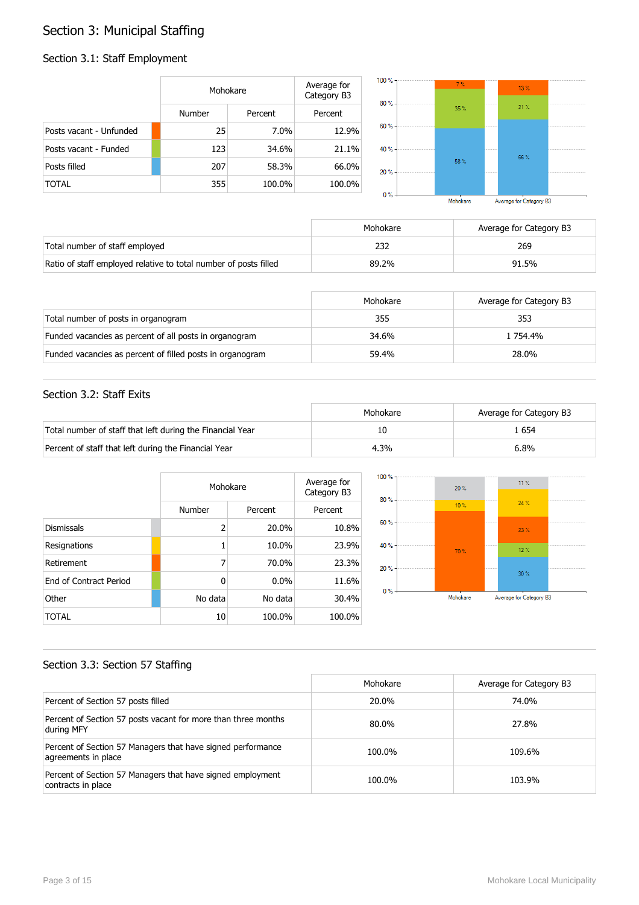# Section 3: Municipal Staffing

## Section 3.1: Staff Employment

| | Mohokare | | Average for Category B3 |
|---|---|---|---|
| | Number | Percent | Percent |
| Posts vacant - Unfunded | 25 | 7.0% | 12.9% |
| Posts vacant - Funded | 123 | 34.6% | 21.1% |
| Posts filled | 207 | 58.3% | 66.0% |
| TOTAL | 355 | 100.0% | 100.0% |

| | Mohokare | Average for Category B3 |
|---|---|---|
| Total number of staff employed | 232 | 269 |
| Ratio of staff employed relative to total number of posts filled | 89.2% | 91.5% |

| | Mohokare | Average for Category B3 |
|---|---|---|
| Total number of posts in organogram | 355 | 353 |
| Funded vacancies as percent of all posts in organogram | 34.6% | 1 754.4% |
| Funded vacancies as percent of filled posts in organogram | 59.4% | 28.0% |

## Section 3.2: Staff Exits

| | Mohokare | Average for Category B3 |
|---|---|---|
| Total number of staff that left during the Financial Year | 10 | 1 654 |
| Percent of staff that left during the Financial Year | 4.3% | 6.8% |

| | Mohokare | | Average for Category B3 |
|---|---|---|---|
| | Number | Percent | Percent |
| Dismissals | 2 | 20.0% | 10.8% |
| Resignations | 1 | 10.0% | 23.9% |
| Retirement | 7 | 70.0% | 23.3% |
| End of Contract Period | 0 | 0.0% | 11.6% |
| Other | No data | No data | 30.4% |
| TOTAL | 10 | 100.0% | 100.0% |

## Section 3.3: Section 57 Staffing

| | Mohokare | Average for Category B3 |
|---|---|---|
| Percent of Section 57 posts filled | 20.0% | 74.0% |
| Percent of Section 57 posts vacant for more than three months during MFY | 80.0% | 27.8% |
| Percent of Section 57 Managers that have signed performance agreements in place | 100.0% | 109.6% |
| Percent of Section 57 Managers that have signed employment contracts in place | 100.0% | 103.9% |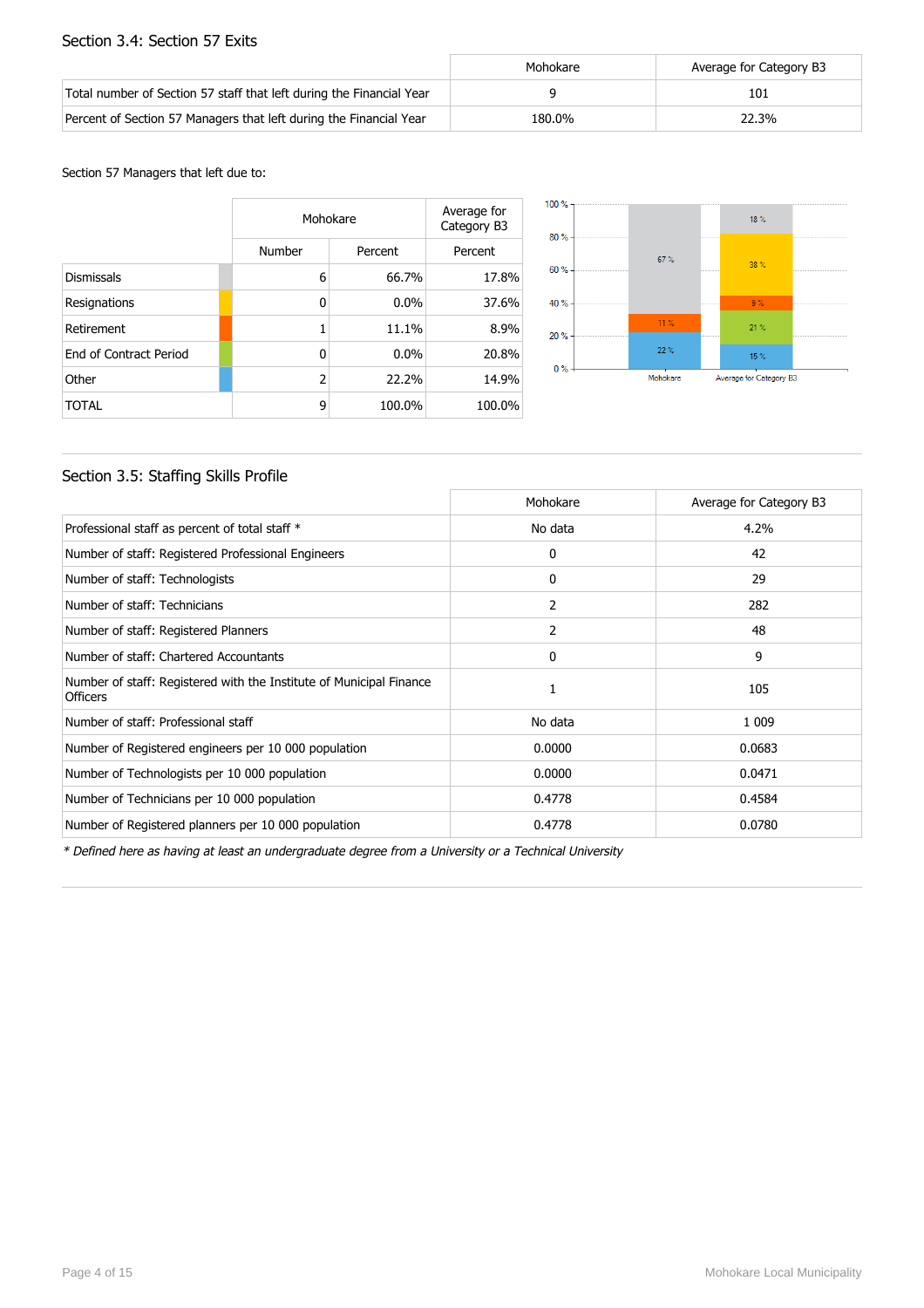## Section 3.4: Section 57 Exits

| | Mohokare | Average for Category B3 |
|---|---|---|
| Total number of Section 57 staff that left during the Financial Year | 9 | 101 |
| Percent of Section 57 Managers that left during the Financial Year | 180.0% | 22.3% |

Section 57 Managers that left due to:

| | Mohokare | | Average for Category B3 |
|---|---|---|---|
| | Number | Percent | Percent |
| Dismissals | 6 | 66.7% | 17.8% |
| Resignations | 0 | 0.0% | 37.6% |
| Retirement | 1 | 11.1% | 8.9% |
| End of Contract Period | 0 | 0.0% | 20.8% |
| Other | 2 | 22.2% | 14.9% |
| TOTAL | 9 | 100.0% | 100.0% |

## Section 3.5: Staffing Skills Profile

| | Mohokare | Average for Category B3 |
|---|---|---|
| Professional staff as percent of total staff * | No data | 4.2% |
| Number of staff: Registered Professional Engineers | 0 | 42 |
| Number of staff: Technologists | 0 | 29 |
| Number of staff: Technicians | 2 | 282 |
| Number of staff: Registered Planners | 2 | 48 |
| Number of staff: Chartered Accountants | 0 | 9 |
| Number of staff: Registered with the Institute of Municipal Finance Officers | 1 | 105 |
| Number of staff: Professional staff | No data | 1 009 |
| Number of Registered engineers per 10 000 population | 0.0000 | 0.0683 |
| Number of Technologists per 10 000 population | 0.0000 | 0.0471 |
| Number of Technicians per 10 000 population | 0.4778 | 0.4584 |
| Number of Registered planners per 10 000 population | 0.4778 | 0.0780 |

*\* Defined here as having at least an undergraduate degree from a University or a Technical University*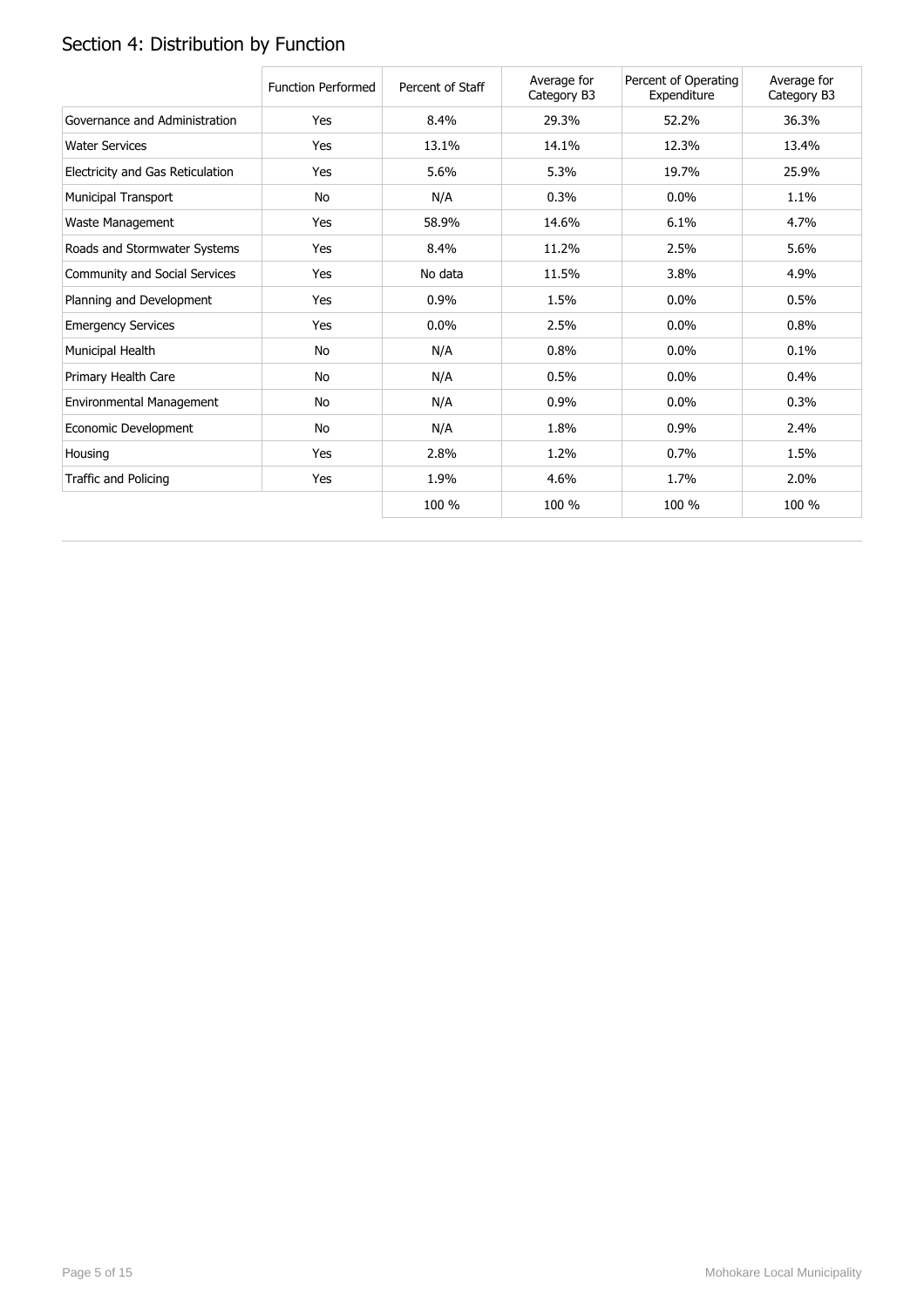## Section 4: Distribution by Function

| | Function Performed | Percent of Staff | Average for Category B3 | Percent of Operating Expenditure | Average for Category B3 |
|---|---|---|---|---|---|
| Governance and Administration | Yes | 8.4% | 29.3% | 52.2% | 36.3% |
| Water Services | Yes | 13.1% | 14.1% | 12.3% | 13.4% |
| Electricity and Gas Reticulation | Yes | 5.6% | 5.3% | 19.7% | 25.9% |
| Municipal Transport | No | N/A | 0.3% | 0.0% | 1.1% |
| Waste Management | Yes | 58.9% | 14.6% | 6.1% | 4.7% |
| Roads and Stormwater Systems | Yes | 8.4% | 11.2% | 2.5% | 5.6% |
| Community and Social Services | Yes | No data | 11.5% | 3.8% | 4.9% |
| Planning and Development | Yes | 0.9% | 1.5% | 0.0% | 0.5% |
| Emergency Services | Yes | 0.0% | 2.5% | 0.0% | 0.8% |
| Municipal Health | No | N/A | 0.8% | 0.0% | 0.1% |
| Primary Health Care | No | N/A | 0.5% | 0.0% | 0.4% |
| Environmental Management | No | N/A | 0.9% | 0.0% | 0.3% |
| Economic Development | No | N/A | 1.8% | 0.9% | 2.4% |
| Housing | Yes | 2.8% | 1.2% | 0.7% | 1.5% |
| Traffic and Policing | Yes | 1.9% | 4.6% | 1.7% | 2.0% |
| | | 100 % | 100 % | 100 % | 100 % |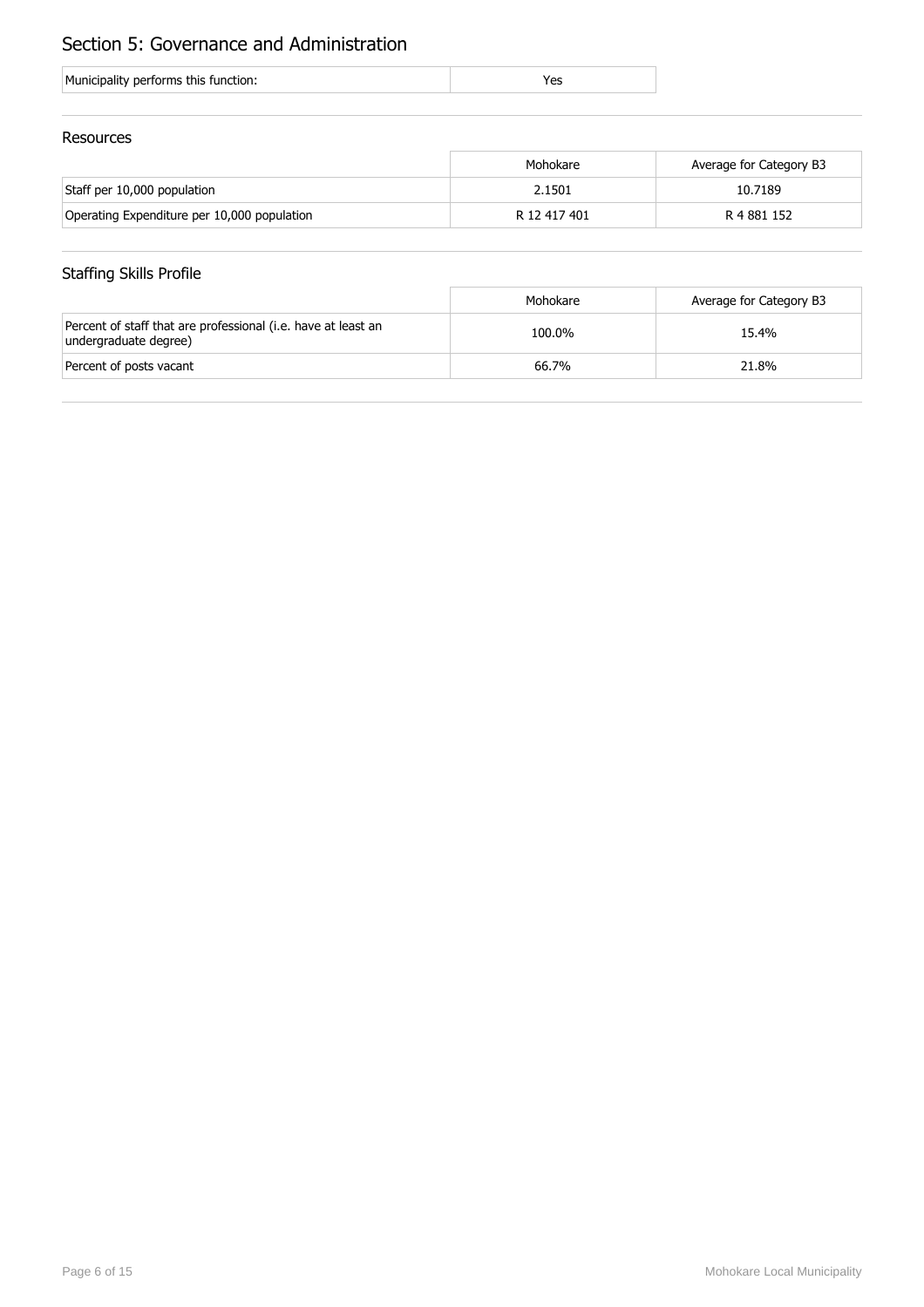# Section 5: Governance and Administration

| Municipality performs this function: | Yes |
|---|---|

## Resources

| | Mohokare | Average for Category B3 |
|---|---|---|
| Staff per 10,000 population | 2.1501 | 10.7189 |
| Operating Expenditure per 10,000 population | R 12 417 401 | R 4 881 152 |

## Staffing Skills Profile

| | Mohokare | Average for Category B3 |
|---|---|---|
| Percent of staff that are professional (i.e. have at least an undergraduate degree) | 100.0% | 15.4% |
| Percent of posts vacant | 66.7% | 21.8% |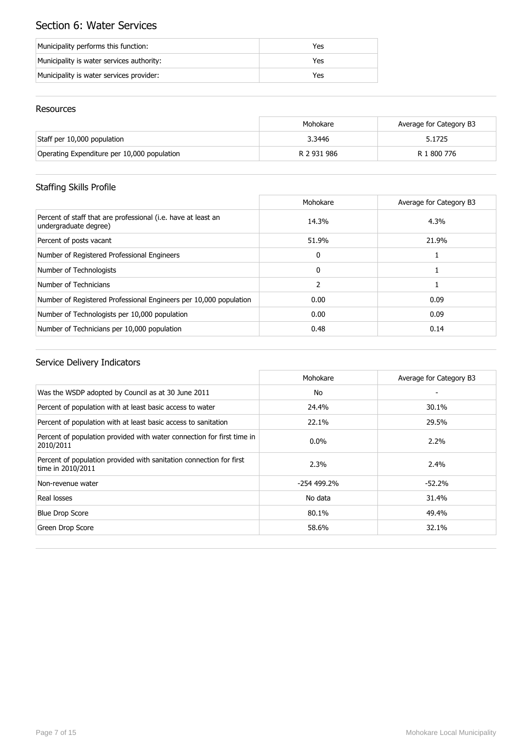## Section 6: Water Services

| | |
|---|---|
| Municipality performs this function: | Yes |
| Municipality is water services authority: | Yes |
| Municipality is water services provider: | Yes |

### Resources

| | Mohokare | Average for Category B3 |
|---|---|---|
| Staff per 10,000 population | 3.3446 | 5.1725 |
| Operating Expenditure per 10,000 population | R 2 931 986 | R 1 800 776 |

### Staffing Skills Profile

| | Mohokare | Average for Category B3 |
|---|---|---|
| Percent of staff that are professional (i.e. have at least an undergraduate degree) | 14.3% | 4.3% |
| Percent of posts vacant | 51.9% | 21.9% |
| Number of Registered Professional Engineers | 0 | 1 |
| Number of Technologists | 0 | 1 |
| Number of Technicians | 2 | 1 |
| Number of Registered Professional Engineers per 10,000 population | 0.00 | 0.09 |
| Number of Technologists per 10,000 population | 0.00 | 0.09 |
| Number of Technicians per 10,000 population | 0.48 | 0.14 |

### Service Delivery Indicators

| | Mohokare | Average for Category B3 |
|---|---|---|
| Was the WSDP adopted by Council as at 30 June 2011 | No | - |
| Percent of population with at least basic access to water | 24.4% | 30.1% |
| Percent of population with at least basic access to sanitation | 22.1% | 29.5% |
| Percent of population provided with water connection for first time in 2010/2011 | 0.0% | 2.2% |
| Percent of population provided with sanitation connection for first time in 2010/2011 | 2.3% | 2.4% |
| Non-revenue water | -254 499.2% | -52.2% |
| Real losses | No data | 31.4% |
| Blue Drop Score | 80.1% | 49.4% |
| Green Drop Score | 58.6% | 32.1% |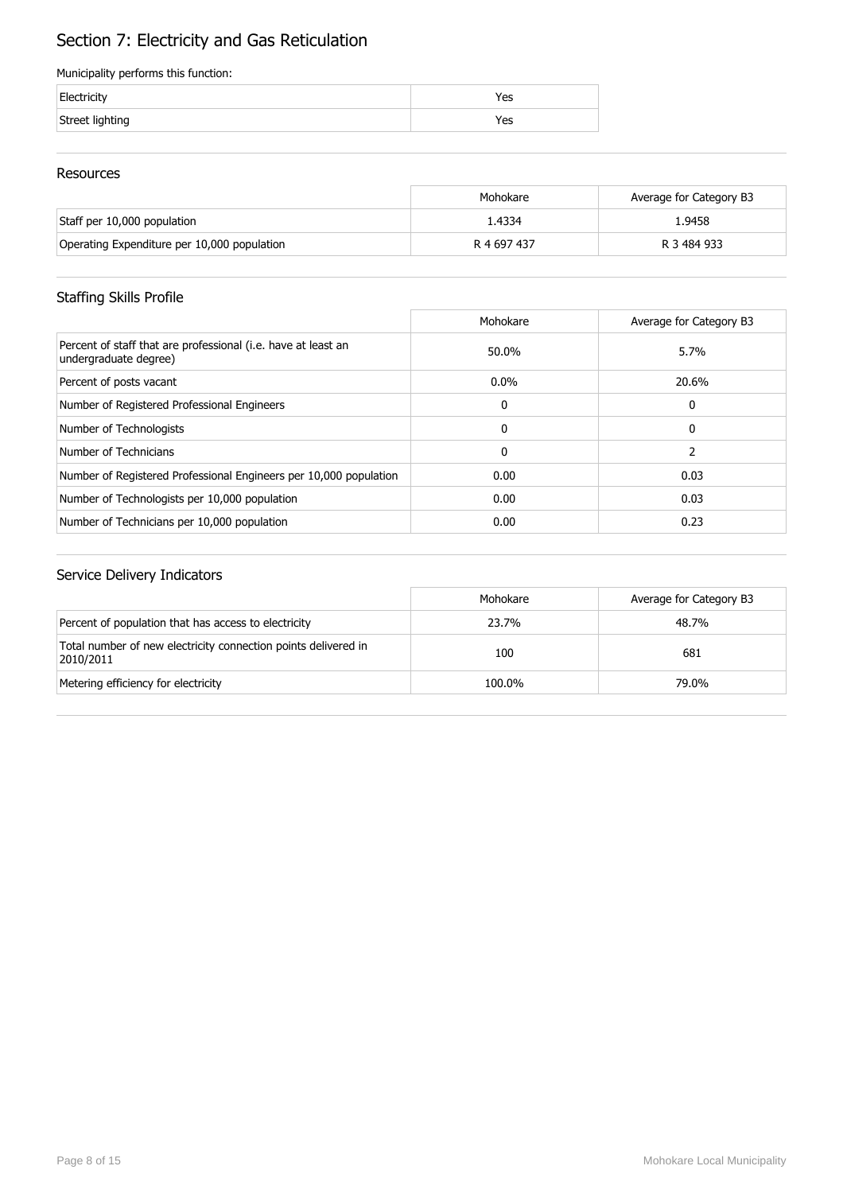# Section 7: Electricity and Gas Reticulation

Municipality performs this function:

| | |
|---|---|
| Electricity | Yes |
| Street lighting | Yes |

## Resources

| | Mohokare | Average for Category B3 |
|---|---|---|
| Staff per 10,000 population | 1.4334 | 1.9458 |
| Operating Expenditure per 10,000 population | R 4 697 437 | R 3 484 933 |

## Staffing Skills Profile

| | Mohokare | Average for Category B3 |
|---|---|---|
| Percent of staff that are professional (i.e. have at least an undergraduate degree) | 50.0% | 5.7% |
| Percent of posts vacant | 0.0% | 20.6% |
| Number of Registered Professional Engineers | 0 | 0 |
| Number of Technologists | 0 | 0 |
| Number of Technicians | 0 | 2 |
| Number of Registered Professional Engineers per 10,000 population | 0.00 | 0.03 |
| Number of Technologists per 10,000 population | 0.00 | 0.03 |
| Number of Technicians per 10,000 population | 0.00 | 0.23 |

## Service Delivery Indicators

| | Mohokare | Average for Category B3 |
|---|---|---|
| Percent of population that has access to electricity | 23.7% | 48.7% |
| Total number of new electricity connection points delivered in 2010/2011 | 100 | 681 |
| Metering efficiency for electricity | 100.0% | 79.0% |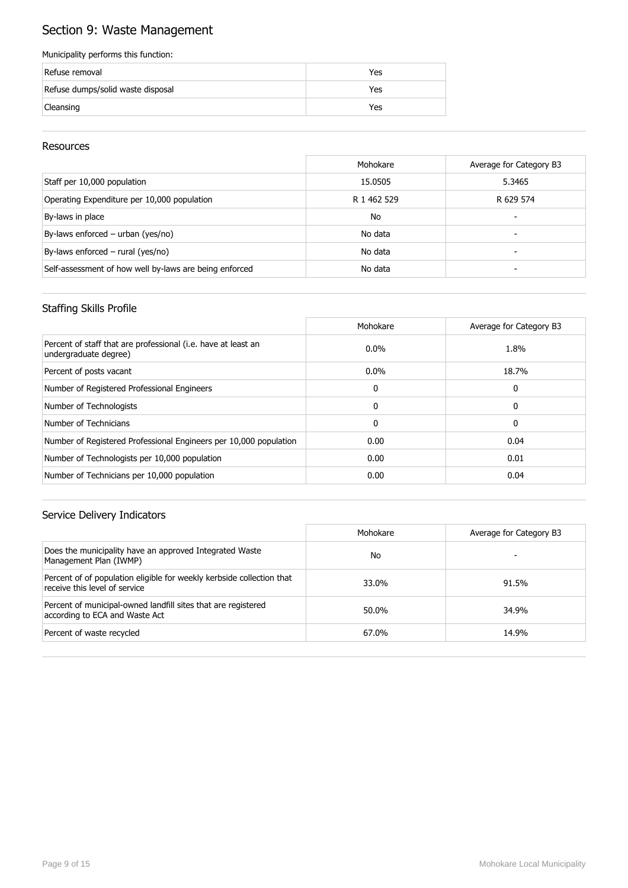# Section 9: Waste Management

Municipality performs this function:

| | |
|---|---|
| Refuse removal | Yes |
| Refuse dumps/solid waste disposal | Yes |
| Cleansing | Yes |

## Resources

| | Mohokare | Average for Category B3 |
|---|---|---|
| Staff per 10,000 population | 15.0505 | 5.3465 |
| Operating Expenditure per 10,000 population | R 1 462 529 | R 629 574 |
| By-laws in place | No | - |
| By-laws enforced – urban (yes/no) | No data | - |
| By-laws enforced – rural (yes/no) | No data | - |
| Self-assessment of how well by-laws are being enforced | No data | - |

## Staffing Skills Profile

| | Mohokare | Average for Category B3 |
|---|---|---|
| Percent of staff that are professional (i.e. have at least an undergraduate degree) | 0.0% | 1.8% |
| Percent of posts vacant | 0.0% | 18.7% |
| Number of Registered Professional Engineers | 0 | 0 |
| Number of Technologists | 0 | 0 |
| Number of Technicians | 0 | 0 |
| Number of Registered Professional Engineers per 10,000 population | 0.00 | 0.04 |
| Number of Technologists per 10,000 population | 0.00 | 0.01 |
| Number of Technicians per 10,000 population | 0.00 | 0.04 |

## Service Delivery Indicators

| | Mohokare | Average for Category B3 |
|---|---|---|
| Does the municipality have an approved Integrated Waste Management Plan (IWMP) | No | - |
| Percent of of population eligible for weekly kerbside collection that receive this level of service | 33.0% | 91.5% |
| Percent of municipal-owned landfill sites that are registered according to ECA and Waste Act | 50.0% | 34.9% |
| Percent of waste recycled | 67.0% | 14.9% |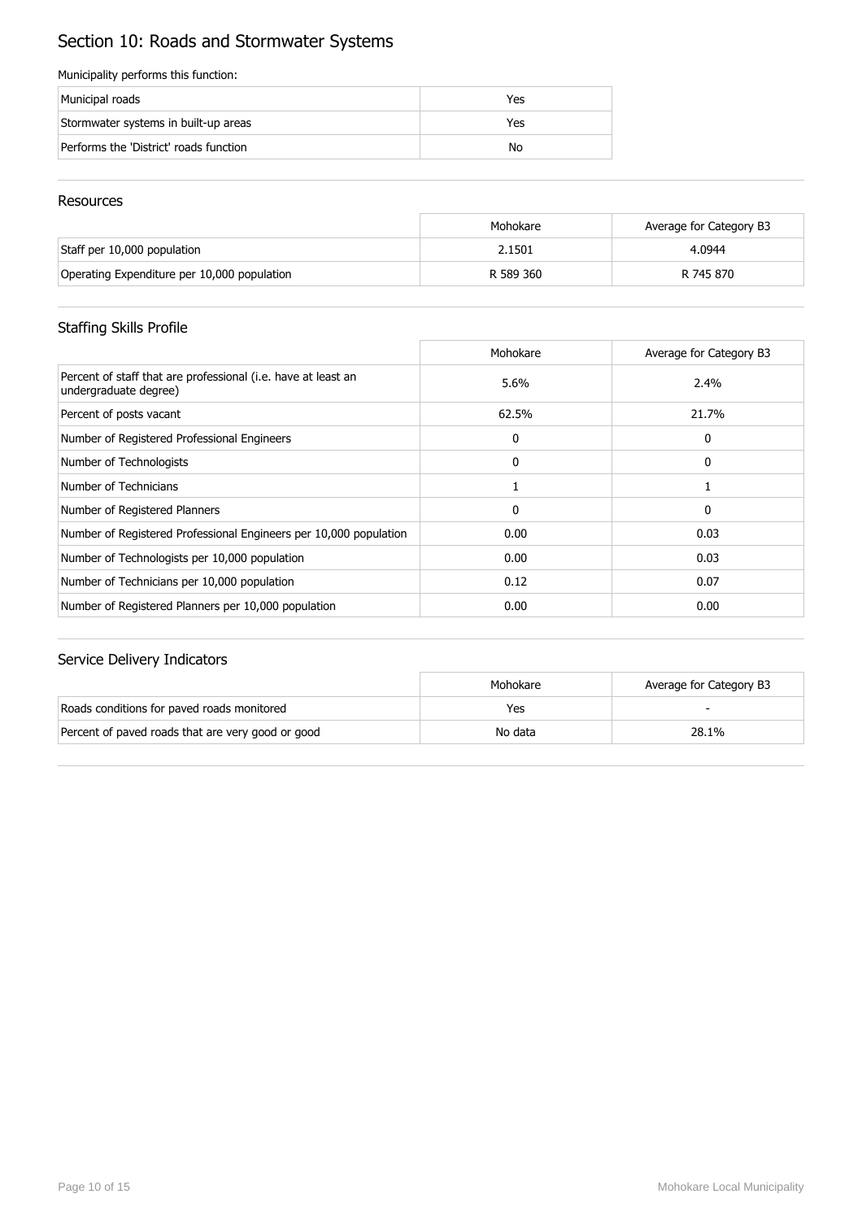# Section 10: Roads and Stormwater Systems

Municipality performs this function:

| | |
|---|---|
| Municipal roads | Yes |
| Stormwater systems in built-up areas | Yes |
| Performs the 'District' roads function | No |

## Resources

| | Mohokare | Average for Category B3 |
|---|---|---|
| Staff per 10,000 population | 2.1501 | 4.0944 |
| Operating Expenditure per 10,000 population | R 589 360 | R 745 870 |

## Staffing Skills Profile

| | Mohokare | Average for Category B3 |
|---|---|---|
| Percent of staff that are professional (i.e. have at least an undergraduate degree) | 5.6% | 2.4% |
| Percent of posts vacant | 62.5% | 21.7% |
| Number of Registered Professional Engineers | 0 | 0 |
| Number of Technologists | 0 | 0 |
| Number of Technicians | 1 | 1 |
| Number of Registered Planners | 0 | 0 |
| Number of Registered Professional Engineers per 10,000 population | 0.00 | 0.03 |
| Number of Technologists per 10,000 population | 0.00 | 0.03 |
| Number of Technicians per 10,000 population | 0.12 | 0.07 |
| Number of Registered Planners per 10,000 population | 0.00 | 0.00 |

## Service Delivery Indicators

| | Mohokare | Average for Category B3 |
|---|---|---|
| Roads conditions for paved roads monitored | Yes | - |
| Percent of paved roads that are very good or good | No data | 28.1% |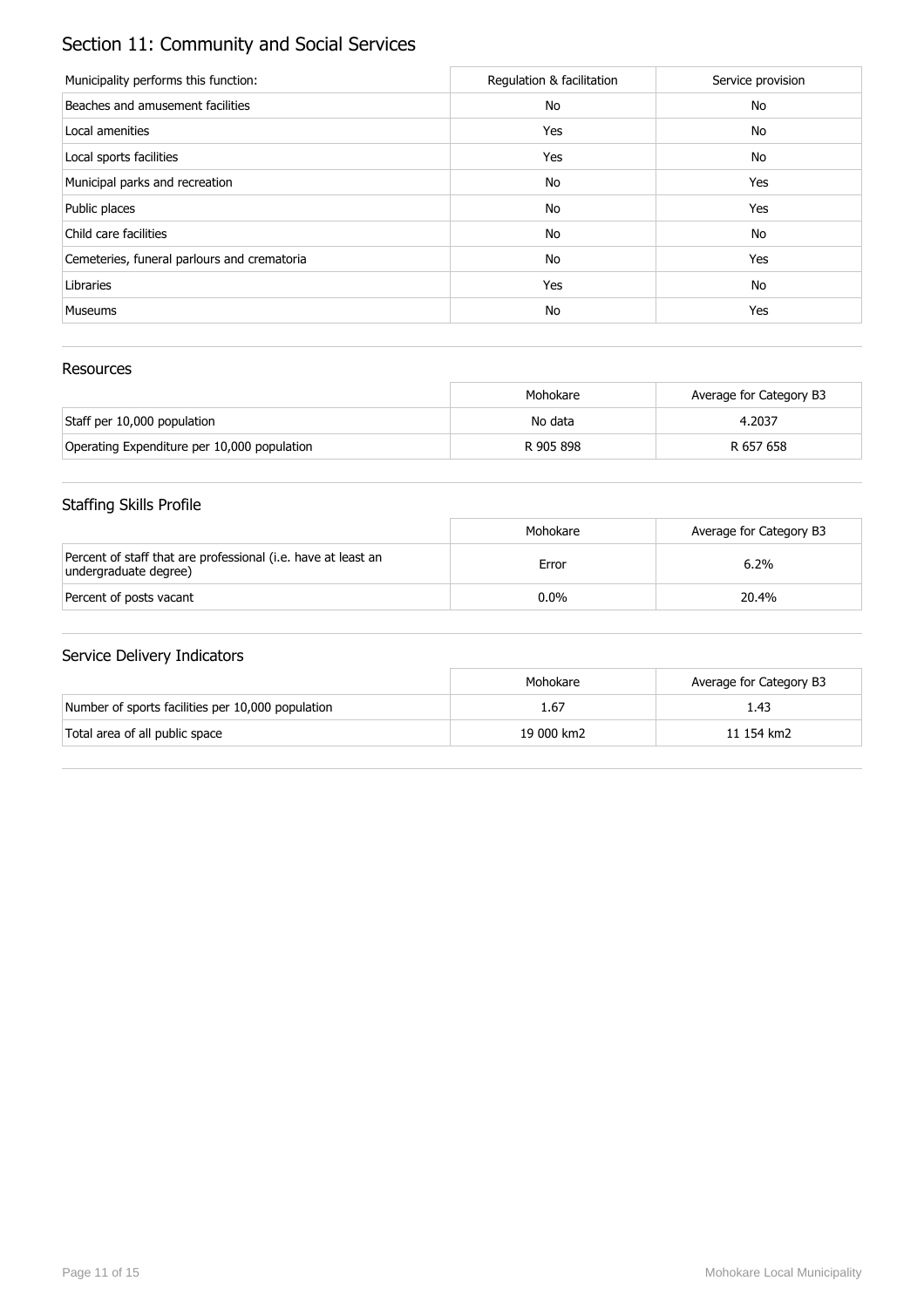# Section 11: Community and Social Services

| Municipality performs this function: | Regulation & facilitation | Service provision |
| --- | --- | --- |
| Beaches and amusement facilities | No | No |
| Local amenities | Yes | No |
| Local sports facilities | Yes | No |
| Municipal parks and recreation | No | Yes |
| Public places | No | Yes |
| Child care facilities | No | No |
| Cemeteries, funeral parlours and crematoria | No | Yes |
| Libraries | Yes | No |
| Museums | No | Yes |

## Resources

| | Mohokare | Average for Category B3 |
| --- | --- | --- |
| Staff per 10,000 population | No data | 4.2037 |
| Operating Expenditure per 10,000 population | R 905 898 | R 657 658 |

## Staffing Skills Profile

| | Mohokare | Average for Category B3 |
| --- | --- | --- |
| Percent of staff that are professional (i.e. have at least an undergraduate degree) | Error | 6.2% |
| Percent of posts vacant | 0.0% | 20.4% |

## Service Delivery Indicators

| | Mohokare | Average for Category B3 |
| --- | --- | --- |
| Number of sports facilities per 10,000 population | 1.67 | 1.43 |
| Total area of all public space | 19 000 km2 | 11 154 km2 |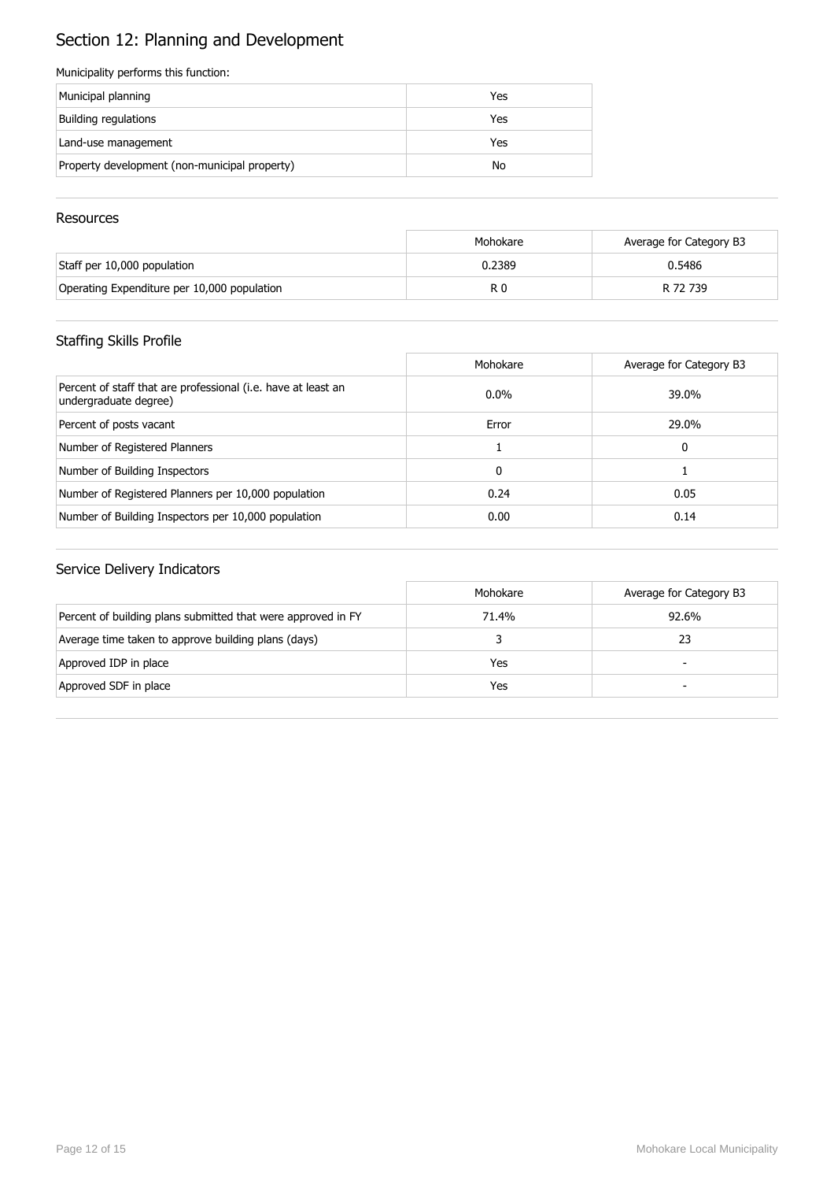# Section 12: Planning and Development

Municipality performs this function:

| | |
|---|---|
| Municipal planning | Yes |
| Building regulations | Yes |
| Land-use management | Yes |
| Property development (non-municipal property) | No |

## Resources

| | Mohokare | Average for Category B3 |
|---|---|---|
| Staff per 10,000 population | 0.2389 | 0.5486 |
| Operating Expenditure per 10,000 population | R 0 | R 72 739 |

## Staffing Skills Profile

| | Mohokare | Average for Category B3 |
|---|---|---|
| Percent of staff that are professional (i.e. have at least an undergraduate degree) | 0.0% | 39.0% |
| Percent of posts vacant | Error | 29.0% |
| Number of Registered Planners | 1 | 0 |
| Number of Building Inspectors | 0 | 1 |
| Number of Registered Planners per 10,000 population | 0.24 | 0.05 |
| Number of Building Inspectors per 10,000 population | 0.00 | 0.14 |

## Service Delivery Indicators

| | Mohokare | Average for Category B3 |
|---|---|---|
| Percent of building plans submitted that were approved in FY | 71.4% | 92.6% |
| Average time taken to approve building plans (days) | 3 | 23 |
| Approved IDP in place | Yes | - |
| Approved SDF in place | Yes | - |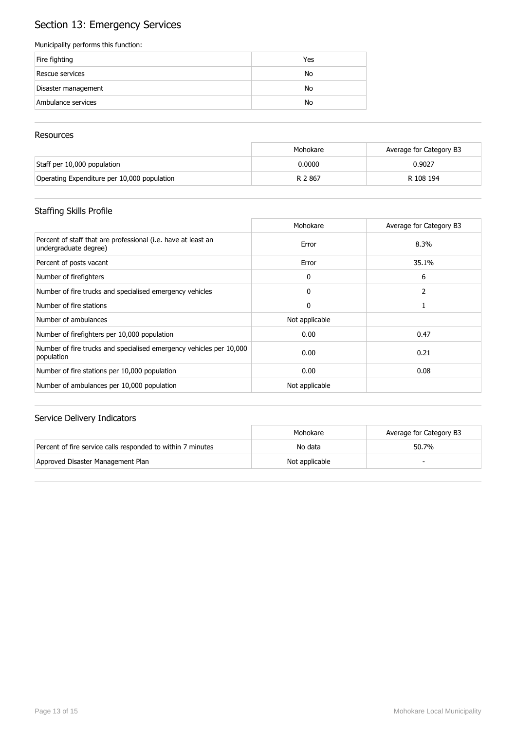# Section 13: Emergency Services

Municipality performs this function:

| | |
|---|---|
| Fire fighting | Yes |
| Rescue services | No |
| Disaster management | No |
| Ambulance services | No |

## Resources

| | Mohokare | Average for Category B3 |
|---|---|---|
| Staff per 10,000 population | 0.0000 | 0.9027 |
| Operating Expenditure per 10,000 population | R 2 867 | R 108 194 |

## Staffing Skills Profile

| | Mohokare | Average for Category B3 |
|---|---|---|
| Percent of staff that are professional (i.e. have at least an undergraduate degree) | Error | 8.3% |
| Percent of posts vacant | Error | 35.1% |
| Number of firefighters | 0 | 6 |
| Number of fire trucks and specialised emergency vehicles | 0 | 2 |
| Number of fire stations | 0 | 1 |
| Number of ambulances | Not applicable | |
| Number of firefighters per 10,000 population | 0.00 | 0.47 |
| Number of fire trucks and specialised emergency vehicles per 10,000 population | 0.00 | 0.21 |
| Number of fire stations per 10,000 population | 0.00 | 0.08 |
| Number of ambulances per 10,000 population | Not applicable | |

## Service Delivery Indicators

| | Mohokare | Average for Category B3 |
|---|---|---|
| Percent of fire service calls responded to within 7 minutes | No data | 50.7% |
| Approved Disaster Management Plan | Not applicable | - |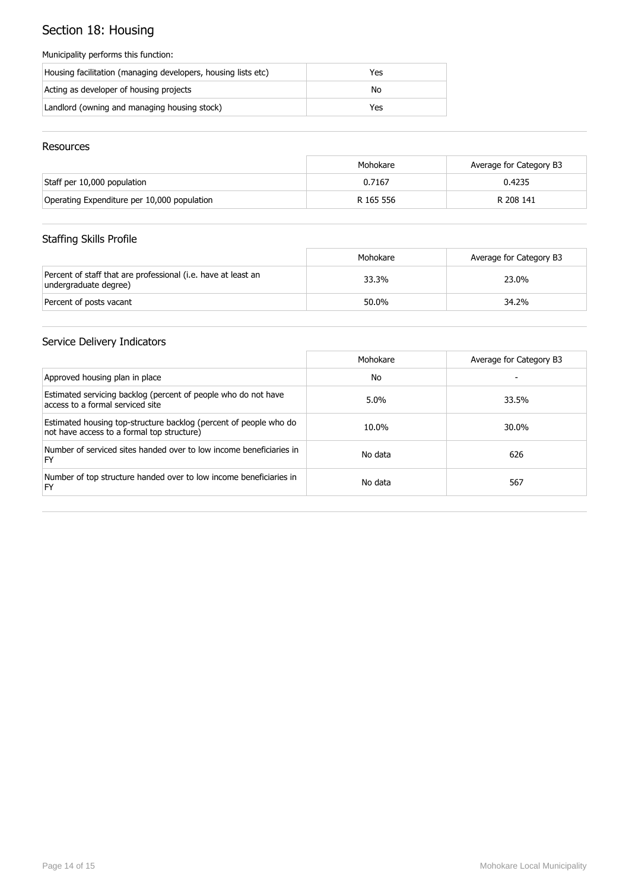# Section 18: Housing

Municipality performs this function:

| | |
|---|---|
| Housing facilitation (managing developers, housing lists etc) | Yes |
| Acting as developer of housing projects | No |
| Landlord (owning and managing housing stock) | Yes |

## Resources

| | Mohokare | Average for Category B3 |
|---|---|---|
| Staff per 10,000 population | 0.7167 | 0.4235 |
| Operating Expenditure per 10,000 population | R 165 556 | R 208 141 |

## Staffing Skills Profile

| | Mohokare | Average for Category B3 |
|---|---|---|
| Percent of staff that are professional (i.e. have at least an undergraduate degree) | 33.3% | 23.0% |
| Percent of posts vacant | 50.0% | 34.2% |

## Service Delivery Indicators

| | Mohokare | Average for Category B3 |
|---|---|---|
| Approved housing plan in place | No | - |
| Estimated servicing backlog (percent of people who do not have access to a formal serviced site | 5.0% | 33.5% |
| Estimated housing top-structure backlog (percent of people who do not have access to a formal top structure) | 10.0% | 30.0% |
| Number of serviced sites handed over to low income beneficiaries in FY | No data | 626 |
| Number of top structure handed over to low income beneficiaries in FY | No data | 567 |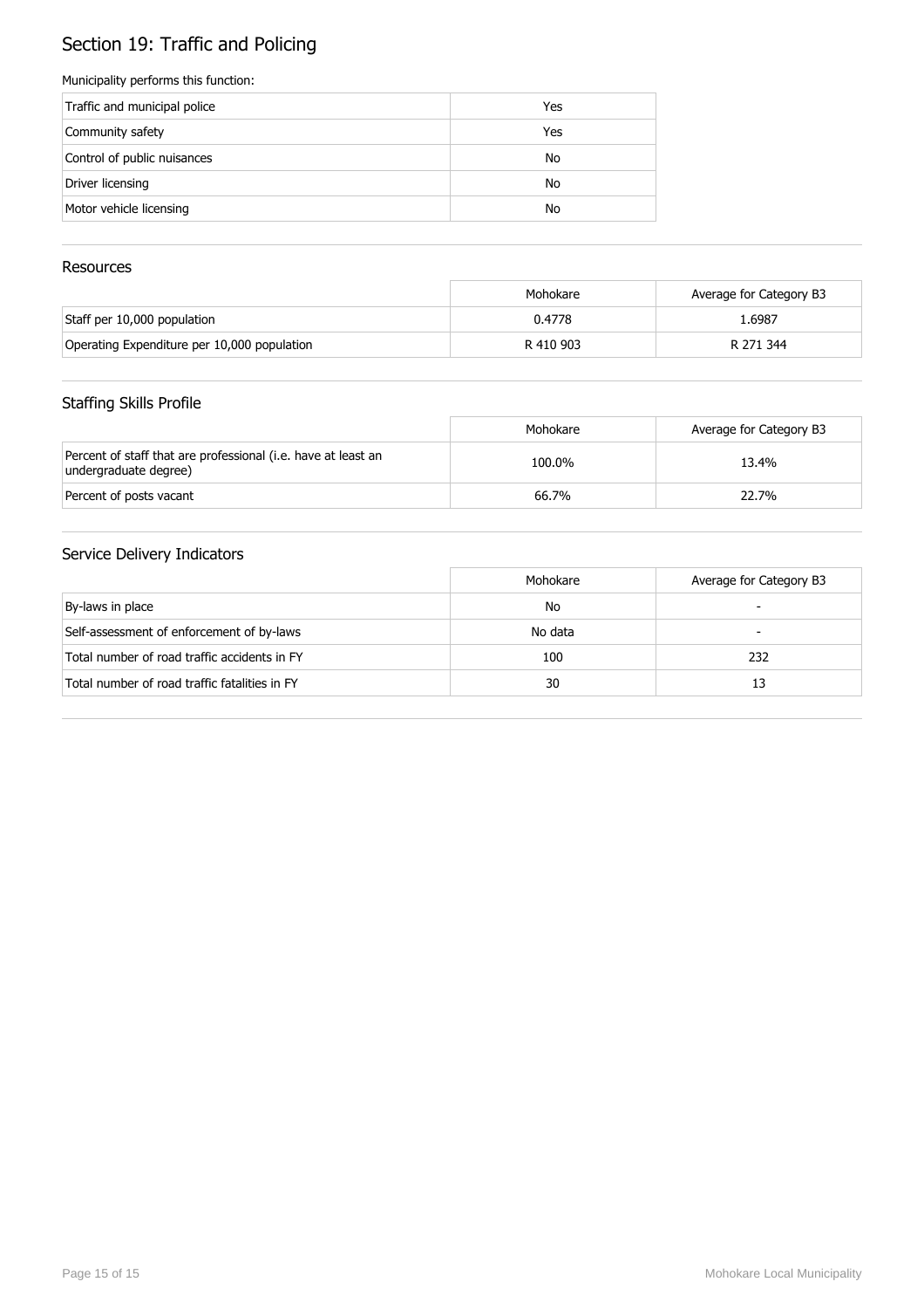# Section 19: Traffic and Policing

Municipality performs this function:

| | |
|---|---|
| Traffic and municipal police | Yes |
| Community safety | Yes |
| Control of public nuisances | No |
| Driver licensing | No |
| Motor vehicle licensing | No |

## Resources

| | Mohokare | Average for Category B3 |
|---|---|---|
| Staff per 10,000 population | 0.4778 | 1.6987 |
| Operating Expenditure per 10,000 population | R 410 903 | R 271 344 |

## Staffing Skills Profile

| | Mohokare | Average for Category B3 |
|---|---|---|
| Percent of staff that are professional (i.e. have at least an undergraduate degree) | 100.0% | 13.4% |
| Percent of posts vacant | 66.7% | 22.7% |

## Service Delivery Indicators

| | Mohokare | Average for Category B3 |
|---|---|---|
| By-laws in place | No | - |
| Self-assessment of enforcement of by-laws | No data | - |
| Total number of road traffic accidents in FY | 100 | 232 |
| Total number of road traffic fatalities in FY | 30 | 13 |